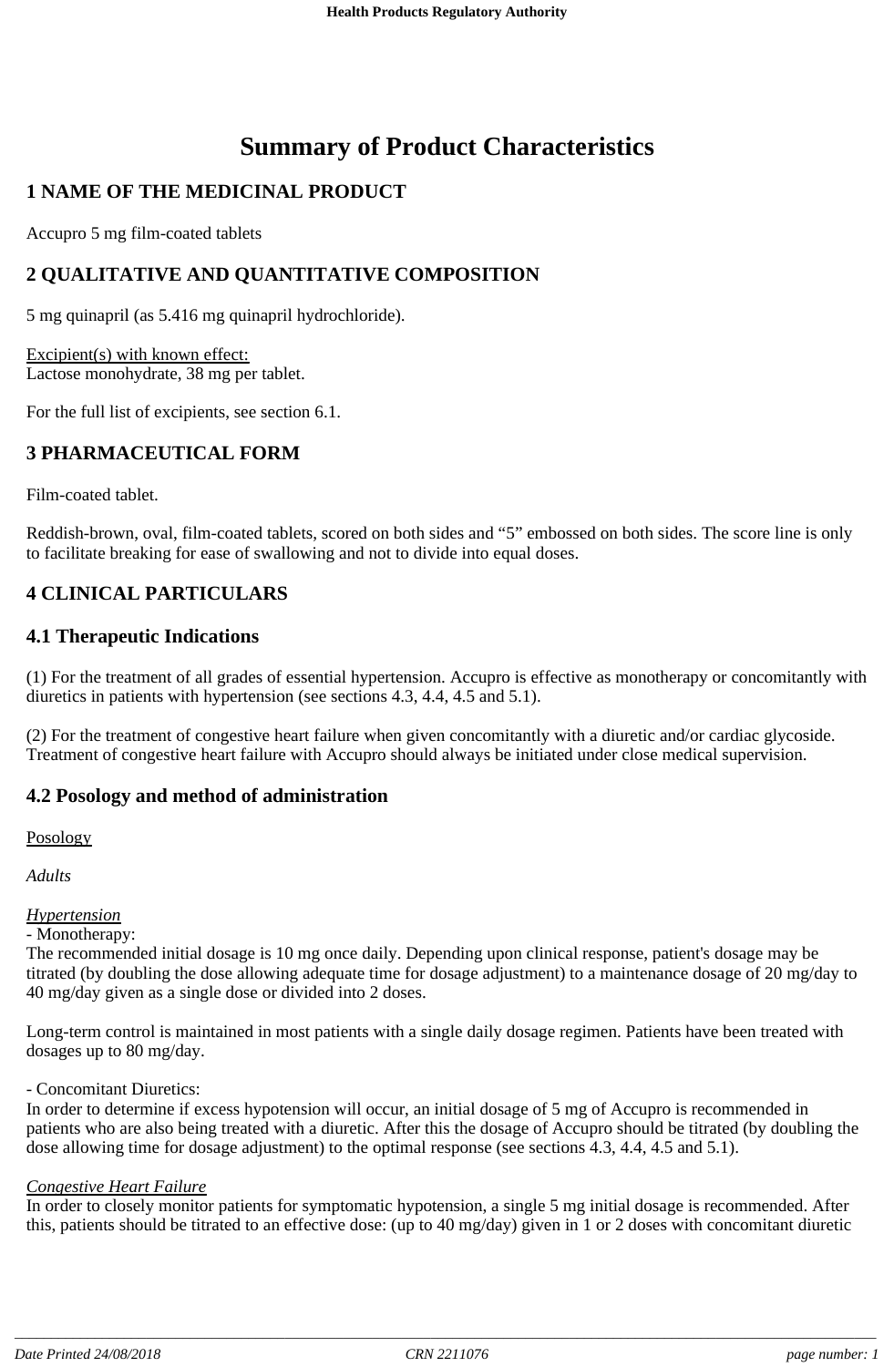# Summary of Product Characteristics

## 1 NAME OF THE MEDICINAL PRODUCT

Accupro 5 mg film-coated tablets

## 2 QUALITATIVE AND QUANTITATIVE COMPOSITION

5 mg quinapril (as 5.416 mg quinapril hydrochloride).

Excipient(s) with known effect:
Lactose monohydrate, 38 mg per tablet.

For the full list of excipients, see section 6.1.

## 3 PHARMACEUTICAL FORM

Film-coated tablet.

Reddish-brown, oval, film-coated tablets, scored on both sides and "5" embossed on both sides. The score line is only to facilitate breaking for ease of swallowing and not to divide into equal doses.

## 4 CLINICAL PARTICULARS

### 4.1 Therapeutic Indications

(1) For the treatment of all grades of essential hypertension. Accupro is effective as monotherapy or concomitantly with diuretics in patients with hypertension (see sections 4.3, 4.4, 4.5 and 5.1).

(2) For the treatment of congestive heart failure when given concomitantly with a diuretic and/or cardiac glycoside. Treatment of congestive heart failure with Accupro should always be initiated under close medical supervision.

### 4.2 Posology and method of administration

Posology

*Adults*

*Hypertension*
- Monotherapy:
The recommended initial dosage is 10 mg once daily. Depending upon clinical response, patient's dosage may be titrated (by doubling the dose allowing adequate time for dosage adjustment) to a maintenance dosage of 20 mg/day to 40 mg/day given as a single dose or divided into 2 doses.

Long-term control is maintained in most patients with a single daily dosage regimen. Patients have been treated with dosages up to 80 mg/day.

- Concomitant Diuretics:
In order to determine if excess hypotension will occur, an initial dosage of 5 mg of Accupro is recommended in patients who are also being treated with a diuretic. After this the dosage of Accupro should be titrated (by doubling the dose allowing time for dosage adjustment) to the optimal response (see sections 4.3, 4.4, 4.5 and 5.1).

*Congestive Heart Failure*
In order to closely monitor patients for symptomatic hypotension, a single 5 mg initial dosage is recommended. After this, patients should be titrated to an effective dose: (up to 40 mg/day) given in 1 or 2 doses with concomitant diuretic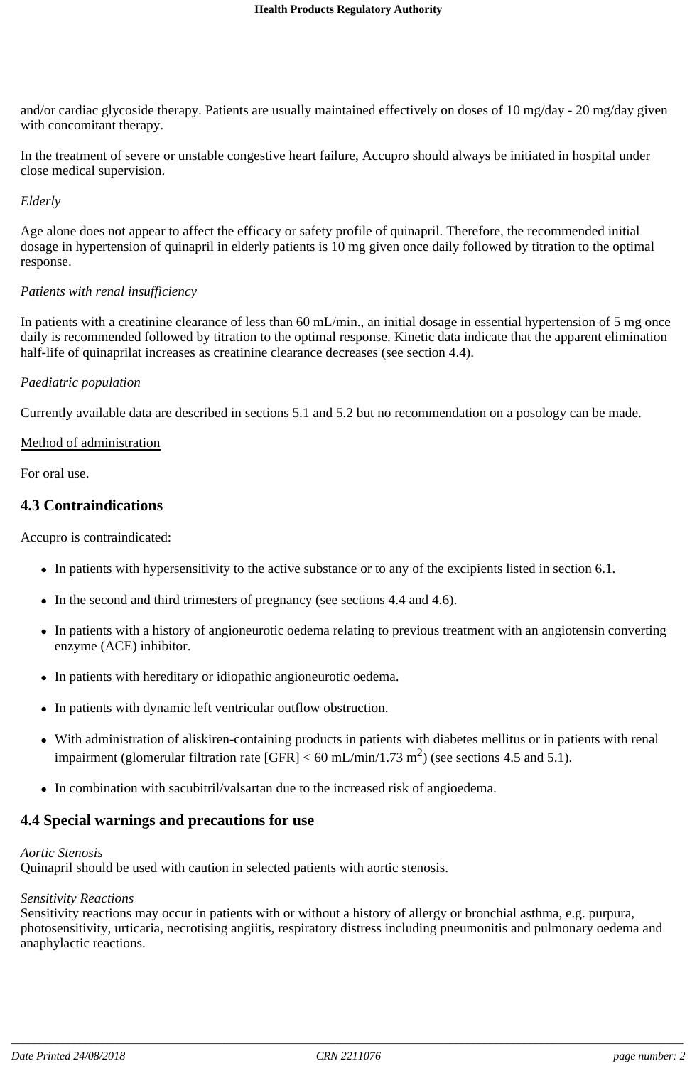and/or cardiac glycoside therapy. Patients are usually maintained effectively on doses of 10 mg/day - 20 mg/day given with concomitant therapy.

In the treatment of severe or unstable congestive heart failure, Accupro should always be initiated in hospital under close medical supervision.

*Elderly*

Age alone does not appear to affect the efficacy or safety profile of quinapril. Therefore, the recommended initial dosage in hypertension of quinapril in elderly patients is 10 mg given once daily followed by titration to the optimal response.

*Patients with renal insufficiency*

In patients with a creatinine clearance of less than 60 mL/min., an initial dosage in essential hypertension of 5 mg once daily is recommended followed by titration to the optimal response. Kinetic data indicate that the apparent elimination half-life of quinaprilat increases as creatinine clearance decreases (see section 4.4).

*Paediatric population*

Currently available data are described in sections 5.1 and 5.2 but no recommendation on a posology can be made.

Method of administration

For oral use.

## 4.3 Contraindications

Accupro is contraindicated:

- In patients with hypersensitivity to the active substance or to any of the excipients listed in section 6.1.
- In the second and third trimesters of pregnancy (see sections 4.4 and 4.6).
- In patients with a history of angioneurotic oedema relating to previous treatment with an angiotensin converting enzyme (ACE) inhibitor.
- In patients with hereditary or idiopathic angioneurotic oedema.
- In patients with dynamic left ventricular outflow obstruction.
- With administration of aliskiren-containing products in patients with diabetes mellitus or in patients with renal impairment (glomerular filtration rate [GFR] < 60 mL/min/1.73 $m^2$) (see sections 4.5 and 5.1).
- In combination with sacubitril/valsartan due to the increased risk of angioedema.

## 4.4 Special warnings and precautions for use

*Aortic Stenosis*
Quinapril should be used with caution in selected patients with aortic stenosis.

*Sensitivity Reactions*
Sensitivity reactions may occur in patients with or without a history of allergy or bronchial asthma, e.g. purpura, photosensitivity, urticaria, necrotising angiitis, respiratory distress including pneumonitis and pulmonary oedema and anaphylactic reactions.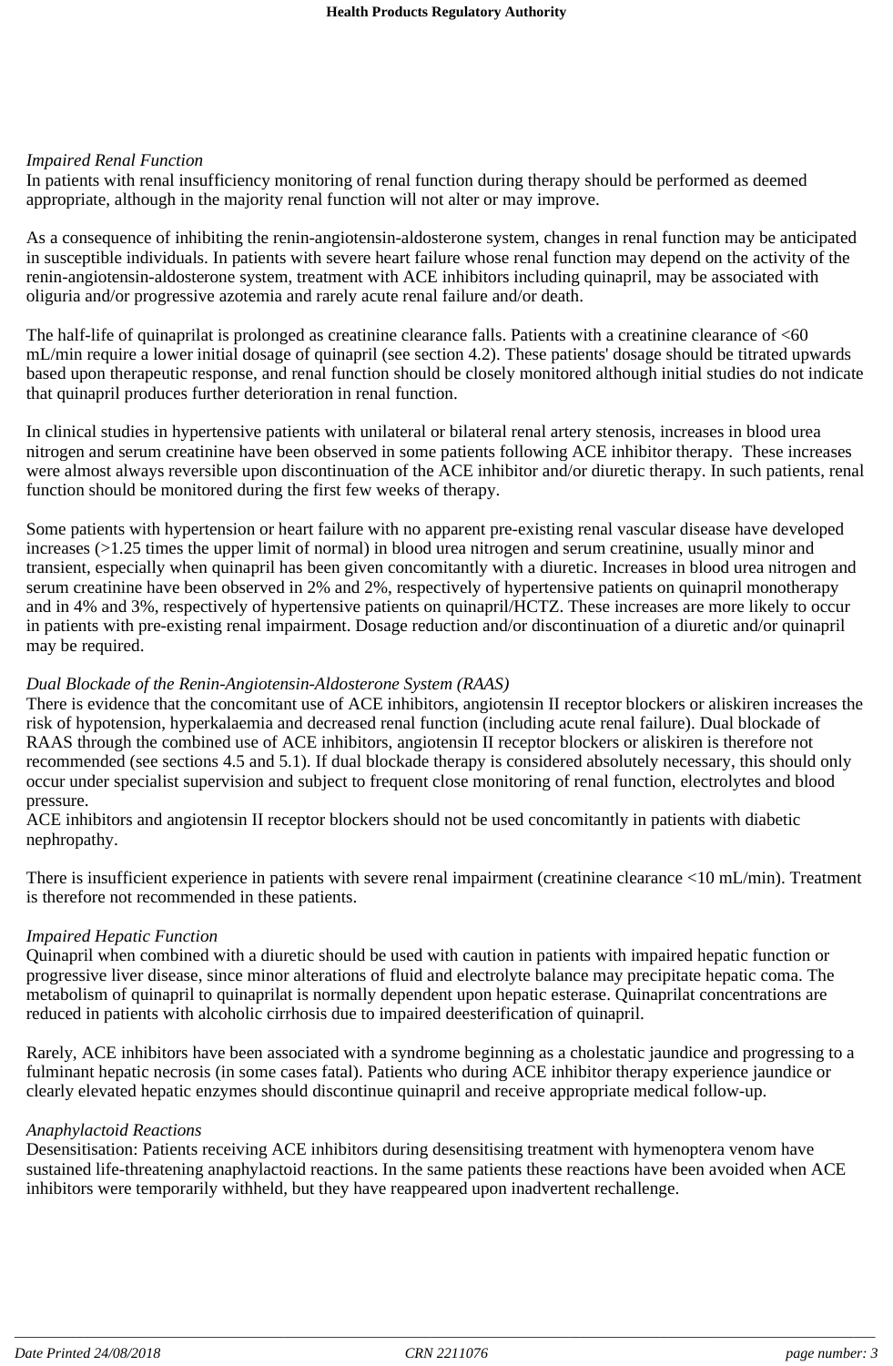*Impaired Renal Function*
In patients with renal insufficiency monitoring of renal function during therapy should be performed as deemed appropriate, although in the majority renal function will not alter or may improve.

As a consequence of inhibiting the renin-angiotensin-aldosterone system, changes in renal function may be anticipated in susceptible individuals. In patients with severe heart failure whose renal function may depend on the activity of the renin-angiotensin-aldosterone system, treatment with ACE inhibitors including quinapril, may be associated with oliguria and/or progressive azotemia and rarely acute renal failure and/or death.

The half-life of quinaprilat is prolonged as creatinine clearance falls. Patients with a creatinine clearance of <60 mL/min require a lower initial dosage of quinapril (see section 4.2). These patients' dosage should be titrated upwards based upon therapeutic response, and renal function should be closely monitored although initial studies do not indicate that quinapril produces further deterioration in renal function.

In clinical studies in hypertensive patients with unilateral or bilateral renal artery stenosis, increases in blood urea nitrogen and serum creatinine have been observed in some patients following ACE inhibitor therapy. These increases were almost always reversible upon discontinuation of the ACE inhibitor and/or diuretic therapy. In such patients, renal function should be monitored during the first few weeks of therapy.

Some patients with hypertension or heart failure with no apparent pre-existing renal vascular disease have developed increases (>1.25 times the upper limit of normal) in blood urea nitrogen and serum creatinine, usually minor and transient, especially when quinapril has been given concomitantly with a diuretic. Increases in blood urea nitrogen and serum creatinine have been observed in 2% and 2%, respectively of hypertensive patients on quinapril monotherapy and in 4% and 3%, respectively of hypertensive patients on quinapril/HCTZ. These increases are more likely to occur in patients with pre-existing renal impairment. Dosage reduction and/or discontinuation of a diuretic and/or quinapril may be required.

*Dual Blockade of the Renin-Angiotensin-Aldosterone System (RAAS)*
There is evidence that the concomitant use of ACE inhibitors, angiotensin II receptor blockers or aliskiren increases the risk of hypotension, hyperkalaemia and decreased renal function (including acute renal failure). Dual blockade of RAAS through the combined use of ACE inhibitors, angiotensin II receptor blockers or aliskiren is therefore not recommended (see sections 4.5 and 5.1). If dual blockade therapy is considered absolutely necessary, this should only occur under specialist supervision and subject to frequent close monitoring of renal function, electrolytes and blood pressure.
ACE inhibitors and angiotensin II receptor blockers should not be used concomitantly in patients with diabetic nephropathy.

There is insufficient experience in patients with severe renal impairment (creatinine clearance <10 mL/min). Treatment is therefore not recommended in these patients.

*Impaired Hepatic Function*
Quinapril when combined with a diuretic should be used with caution in patients with impaired hepatic function or progressive liver disease, since minor alterations of fluid and electrolyte balance may precipitate hepatic coma. The metabolism of quinapril to quinaprilat is normally dependent upon hepatic esterase. Quinaprilat concentrations are reduced in patients with alcoholic cirrhosis due to impaired deesterification of quinapril.

Rarely, ACE inhibitors have been associated with a syndrome beginning as a cholestatic jaundice and progressing to a fulminant hepatic necrosis (in some cases fatal). Patients who during ACE inhibitor therapy experience jaundice or clearly elevated hepatic enzymes should discontinue quinapril and receive appropriate medical follow-up.

*Anaphylactoid Reactions*
Desensitisation: Patients receiving ACE inhibitors during desensitising treatment with hymenoptera venom have sustained life-threatening anaphylactoid reactions. In the same patients these reactions have been avoided when ACE inhibitors were temporarily withheld, but they have reappeared upon inadvertent rechallenge.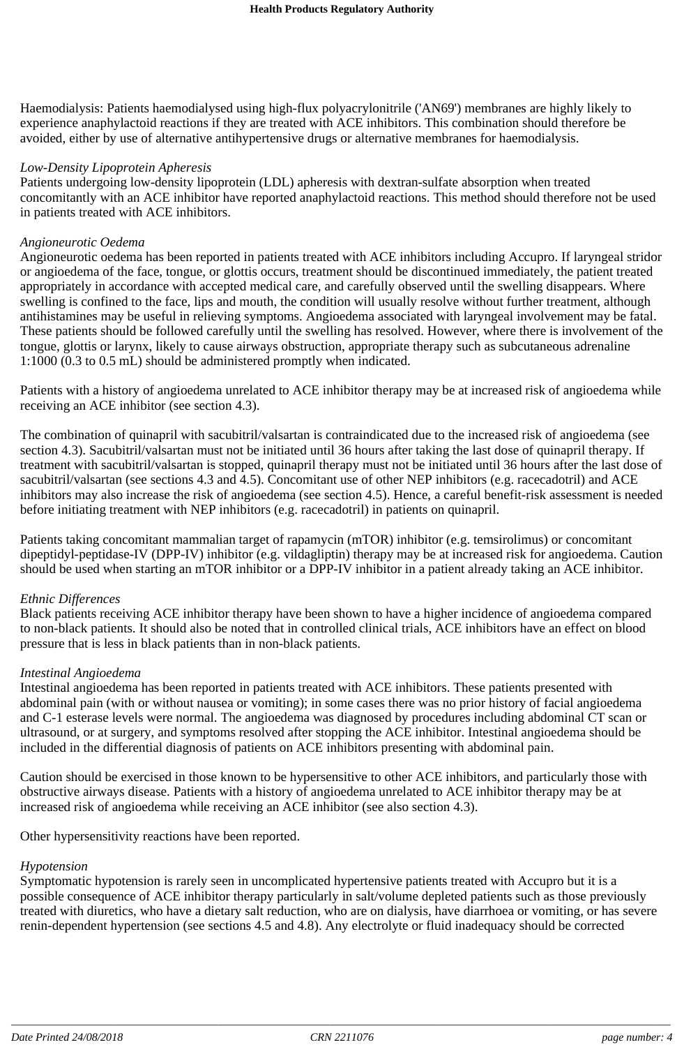Haemodialysis: Patients haemodialysed using high-flux polyacrylonitrile ('AN69') membranes are highly likely to experience anaphylactoid reactions if they are treated with ACE inhibitors. This combination should therefore be avoided, either by use of alternative antihypertensive drugs or alternative membranes for haemodialysis.

*Low-Density Lipoprotein Apheresis*
Patients undergoing low-density lipoprotein (LDL) apheresis with dextran-sulfate absorption when treated concomitantly with an ACE inhibitor have reported anaphylactoid reactions. This method should therefore not be used in patients treated with ACE inhibitors.

*Angioneurotic Oedema*
Angioneurotic oedema has been reported in patients treated with ACE inhibitors including Accupro. If laryngeal stridor or angioedema of the face, tongue, or glottis occurs, treatment should be discontinued immediately, the patient treated appropriately in accordance with accepted medical care, and carefully observed until the swelling disappears. Where swelling is confined to the face, lips and mouth, the condition will usually resolve without further treatment, although antihistamines may be useful in relieving symptoms. Angioedema associated with laryngeal involvement may be fatal. These patients should be followed carefully until the swelling has resolved. However, where there is involvement of the tongue, glottis or larynx, likely to cause airways obstruction, appropriate therapy such as subcutaneous adrenaline 1:1000 (0.3 to 0.5 mL) should be administered promptly when indicated.

Patients with a history of angioedema unrelated to ACE inhibitor therapy may be at increased risk of angioedema while receiving an ACE inhibitor (see section 4.3).

The combination of quinapril with sacubitril/valsartan is contraindicated due to the increased risk of angioedema (see section 4.3). Sacubitril/valsartan must not be initiated until 36 hours after taking the last dose of quinapril therapy. If treatment with sacubitril/valsartan is stopped, quinapril therapy must not be initiated until 36 hours after the last dose of sacubitril/valsartan (see sections 4.3 and 4.5). Concomitant use of other NEP inhibitors (e.g. racecadotril) and ACE inhibitors may also increase the risk of angioedema (see section 4.5). Hence, a careful benefit-risk assessment is needed before initiating treatment with NEP inhibitors (e.g. racecadotril) in patients on quinapril.

Patients taking concomitant mammalian target of rapamycin (mTOR) inhibitor (e.g. temsirolimus) or concomitant dipeptidyl-peptidase-IV (DPP-IV) inhibitor (e.g. vildagliptin) therapy may be at increased risk for angioedema. Caution should be used when starting an mTOR inhibitor or a DPP-IV inhibitor in a patient already taking an ACE inhibitor.

*Ethnic Differences*
Black patients receiving ACE inhibitor therapy have been shown to have a higher incidence of angioedema compared to non-black patients. It should also be noted that in controlled clinical trials, ACE inhibitors have an effect on blood pressure that is less in black patients than in non-black patients.

*Intestinal Angioedema*
Intestinal angioedema has been reported in patients treated with ACE inhibitors. These patients presented with abdominal pain (with or without nausea or vomiting); in some cases there was no prior history of facial angioedema and C-1 esterase levels were normal. The angioedema was diagnosed by procedures including abdominal CT scan or ultrasound, or at surgery, and symptoms resolved after stopping the ACE inhibitor. Intestinal angioedema should be included in the differential diagnosis of patients on ACE inhibitors presenting with abdominal pain.

Caution should be exercised in those known to be hypersensitive to other ACE inhibitors, and particularly those with obstructive airways disease. Patients with a history of angioedema unrelated to ACE inhibitor therapy may be at increased risk of angioedema while receiving an ACE inhibitor (see also section 4.3).

Other hypersensitivity reactions have been reported.

*Hypotension*
Symptomatic hypotension is rarely seen in uncomplicated hypertensive patients treated with Accupro but it is a possible consequence of ACE inhibitor therapy particularly in salt/volume depleted patients such as those previously treated with diuretics, who have a dietary salt reduction, who are on dialysis, have diarrhoea or vomiting, or has severe renin-dependent hypertension (see sections 4.5 and 4.8). Any electrolyte or fluid inadequacy should be corrected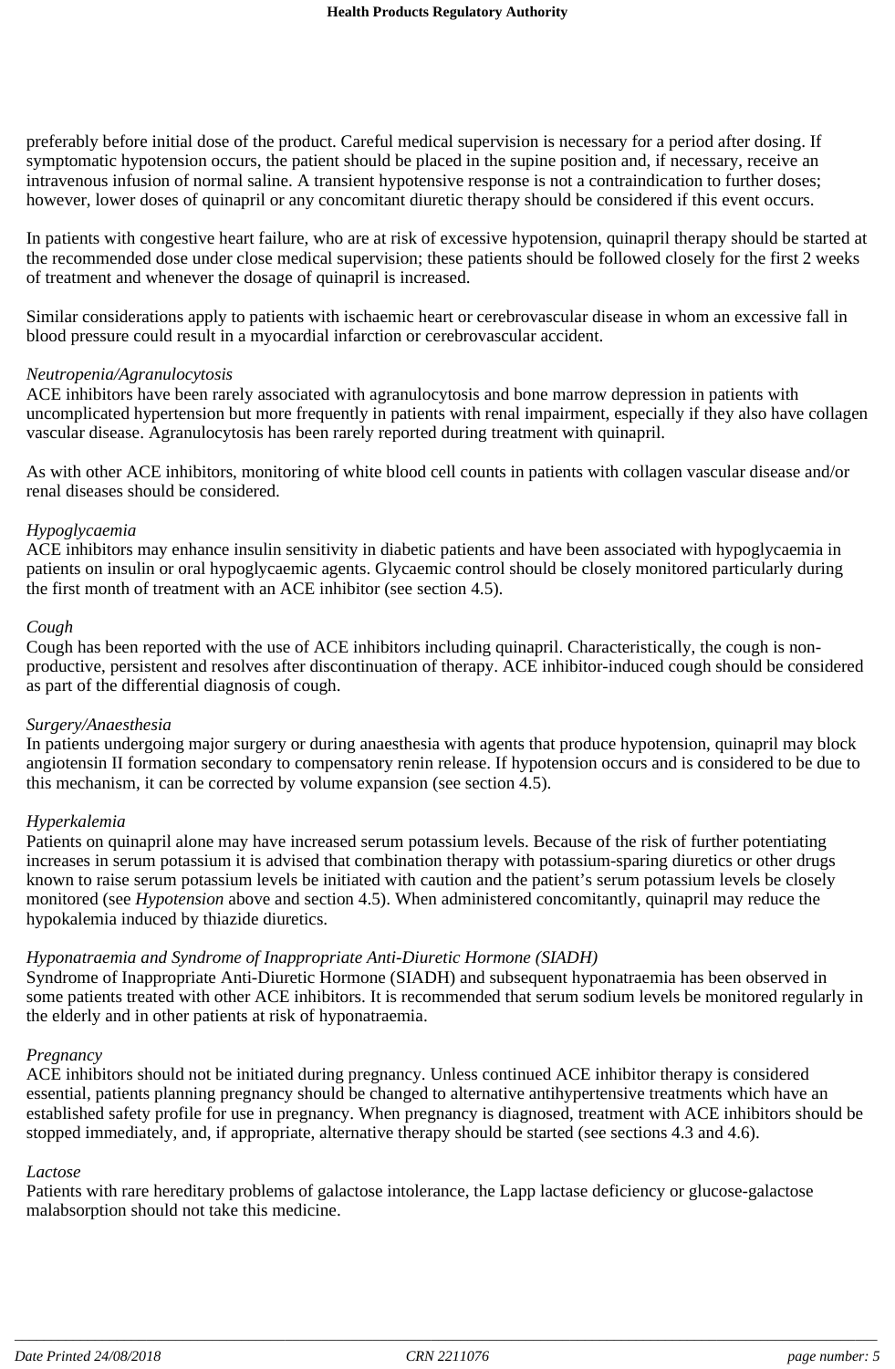preferably before initial dose of the product. Careful medical supervision is necessary for a period after dosing. If symptomatic hypotension occurs, the patient should be placed in the supine position and, if necessary, receive an intravenous infusion of normal saline. A transient hypotensive response is not a contraindication to further doses; however, lower doses of quinapril or any concomitant diuretic therapy should be considered if this event occurs.

In patients with congestive heart failure, who are at risk of excessive hypotension, quinapril therapy should be started at the recommended dose under close medical supervision; these patients should be followed closely for the first 2 weeks of treatment and whenever the dosage of quinapril is increased.

Similar considerations apply to patients with ischaemic heart or cerebrovascular disease in whom an excessive fall in blood pressure could result in a myocardial infarction or cerebrovascular accident.

*Neutropenia/Agranulocytosis*
ACE inhibitors have been rarely associated with agranulocytosis and bone marrow depression in patients with uncomplicated hypertension but more frequently in patients with renal impairment, especially if they also have collagen vascular disease. Agranulocytosis has been rarely reported during treatment with quinapril.

As with other ACE inhibitors, monitoring of white blood cell counts in patients with collagen vascular disease and/or renal diseases should be considered.

*Hypoglycaemia*
ACE inhibitors may enhance insulin sensitivity in diabetic patients and have been associated with hypoglycaemia in patients on insulin or oral hypoglycaemic agents. Glycaemic control should be closely monitored particularly during the first month of treatment with an ACE inhibitor (see section 4.5).

*Cough*
Cough has been reported with the use of ACE inhibitors including quinapril. Characteristically, the cough is non-productive, persistent and resolves after discontinuation of therapy. ACE inhibitor-induced cough should be considered as part of the differential diagnosis of cough.

*Surgery/Anaesthesia*
In patients undergoing major surgery or during anaesthesia with agents that produce hypotension, quinapril may block angiotensin II formation secondary to compensatory renin release. If hypotension occurs and is considered to be due to this mechanism, it can be corrected by volume expansion (see section 4.5).

*Hyperkalemia*
Patients on quinapril alone may have increased serum potassium levels. Because of the risk of further potentiating increases in serum potassium it is advised that combination therapy with potassium-sparing diuretics or other drugs known to raise serum potassium levels be initiated with caution and the patient's serum potassium levels be closely monitored (see *Hypotension* above and section 4.5). When administered concomitantly, quinapril may reduce the hypokalemia induced by thiazide diuretics.

*Hyponatraemia and Syndrome of Inappropriate Anti-Diuretic Hormone (SIADH)*
Syndrome of Inappropriate Anti-Diuretic Hormone (SIADH) and subsequent hyponatraemia has been observed in some patients treated with other ACE inhibitors. It is recommended that serum sodium levels be monitored regularly in the elderly and in other patients at risk of hyponatraemia.

*Pregnancy*
ACE inhibitors should not be initiated during pregnancy. Unless continued ACE inhibitor therapy is considered essential, patients planning pregnancy should be changed to alternative antihypertensive treatments which have an established safety profile for use in pregnancy. When pregnancy is diagnosed, treatment with ACE inhibitors should be stopped immediately, and, if appropriate, alternative therapy should be started (see sections 4.3 and 4.6).

*Lactose*
Patients with rare hereditary problems of galactose intolerance, the Lapp lactase deficiency or glucose-galactose malabsorption should not take this medicine.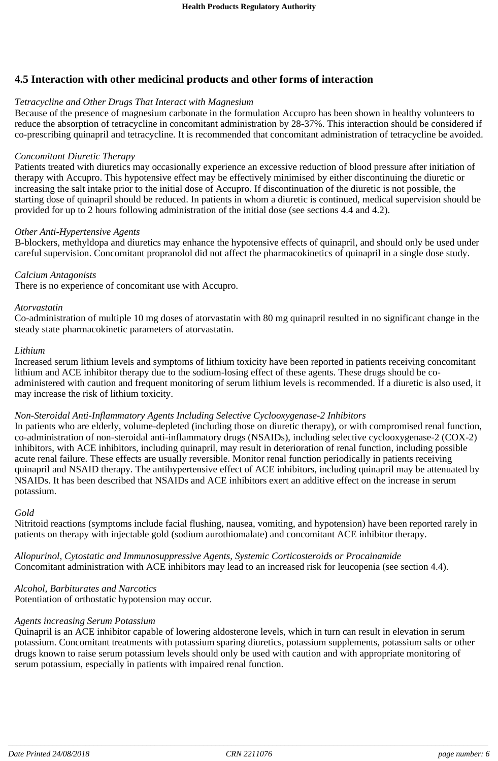## 4.5 Interaction with other medicinal products and other forms of interaction

*Tetracycline and Other Drugs That Interact with Magnesium*
Because of the presence of magnesium carbonate in the formulation Accupro has been shown in healthy volunteers to reduce the absorption of tetracycline in concomitant administration by 28-37%. This interaction should be considered if co-prescribing quinapril and tetracycline. It is recommended that concomitant administration of tetracycline be avoided.

*Concomitant Diuretic Therapy*
Patients treated with diuretics may occasionally experience an excessive reduction of blood pressure after initiation of therapy with Accupro. This hypotensive effect may be effectively minimised by either discontinuing the diuretic or increasing the salt intake prior to the initial dose of Accupro. If discontinuation of the diuretic is not possible, the starting dose of quinapril should be reduced. In patients in whom a diuretic is continued, medical supervision should be provided for up to 2 hours following administration of the initial dose (see sections 4.4 and 4.2).

*Other Anti-Hypertensive Agents*
B-blockers, methyldopa and diuretics may enhance the hypotensive effects of quinapril, and should only be used under careful supervision. Concomitant propranolol did not affect the pharmacokinetics of quinapril in a single dose study.

*Calcium Antagonists*
There is no experience of concomitant use with Accupro.

*Atorvastatin*
Co-administration of multiple 10 mg doses of atorvastatin with 80 mg quinapril resulted in no significant change in the steady state pharmacokinetic parameters of atorvastatin.

*Lithium*
Increased serum lithium levels and symptoms of lithium toxicity have been reported in patients receiving concomitant lithium and ACE inhibitor therapy due to the sodium-losing effect of these agents. These drugs should be co-administered with caution and frequent monitoring of serum lithium levels is recommended. If a diuretic is also used, it may increase the risk of lithium toxicity.

*Non-Steroidal Anti-Inflammatory Agents Including Selective Cyclooxygenase-2 Inhibitors*
In patients who are elderly, volume-depleted (including those on diuretic therapy), or with compromised renal function, co-administration of non-steroidal anti-inflammatory drugs (NSAIDs), including selective cyclooxygenase-2 (COX-2) inhibitors, with ACE inhibitors, including quinapril, may result in deterioration of renal function, including possible acute renal failure. These effects are usually reversible. Monitor renal function periodically in patients receiving quinapril and NSAID therapy. The antihypertensive effect of ACE inhibitors, including quinapril may be attenuated by NSAIDs. It has been described that NSAIDs and ACE inhibitors exert an additive effect on the increase in serum potassium.

*Gold*
Nitritoid reactions (symptoms include facial flushing, nausea, vomiting, and hypotension) have been reported rarely in patients on therapy with injectable gold (sodium aurothiomalate) and concomitant ACE inhibitor therapy.

*Allopurinol, Cytostatic and Immunosuppressive Agents, Systemic Corticosteroids or Procainamide*
Concomitant administration with ACE inhibitors may lead to an increased risk for leucopenia (see section 4.4).

*Alcohol, Barbiturates and Narcotics*
Potentiation of orthostatic hypotension may occur.

*Agents increasing Serum Potassium*
Quinapril is an ACE inhibitor capable of lowering aldosterone levels, which in turn can result in elevation in serum potassium. Concomitant treatments with potassium sparing diuretics, potassium supplements, potassium salts or other drugs known to raise serum potassium levels should only be used with caution and with appropriate monitoring of serum potassium, especially in patients with impaired renal function.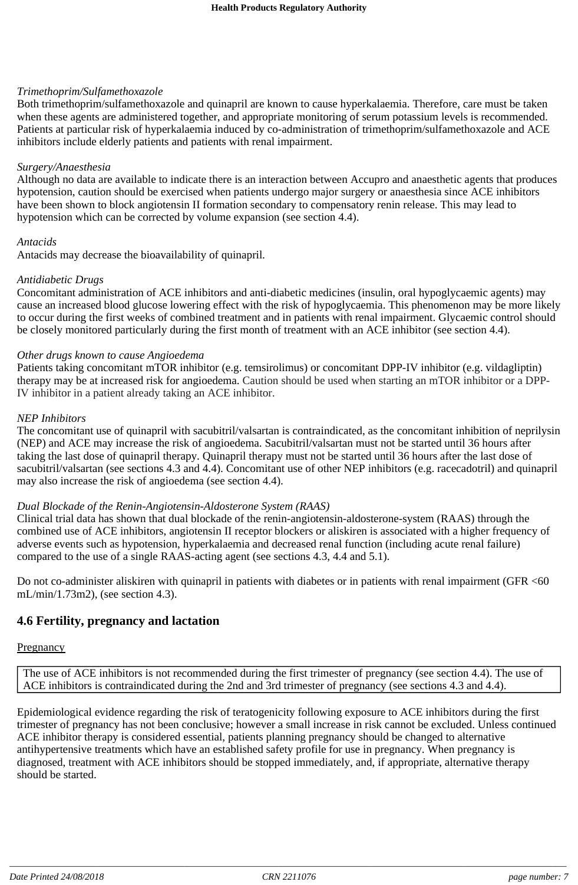*Trimethoprim/Sulfamethoxazole*

Both trimethoprim/sulfamethoxazole and quinapril are known to cause hyperkalaemia. Therefore, care must be taken when these agents are administered together, and appropriate monitoring of serum potassium levels is recommended. Patients at particular risk of hyperkalaemia induced by co-administration of trimethoprim/sulfamethoxazole and ACE inhibitors include elderly patients and patients with renal impairment.

*Surgery/Anaesthesia*

Although no data are available to indicate there is an interaction between Accupro and anaesthetic agents that produces hypotension, caution should be exercised when patients undergo major surgery or anaesthesia since ACE inhibitors have been shown to block angiotensin II formation secondary to compensatory renin release. This may lead to hypotension which can be corrected by volume expansion (see section 4.4).

*Antacids*

Antacids may decrease the bioavailability of quinapril.

*Antidiabetic Drugs*

Concomitant administration of ACE inhibitors and anti-diabetic medicines (insulin, oral hypoglycaemic agents) may cause an increased blood glucose lowering effect with the risk of hypoglycaemia. This phenomenon may be more likely to occur during the first weeks of combined treatment and in patients with renal impairment. Glycaemic control should be closely monitored particularly during the first month of treatment with an ACE inhibitor (see section 4.4).

*Other drugs known to cause Angioedema*

Patients taking concomitant mTOR inhibitor (e.g. temsirolimus) or concomitant DPP-IV inhibitor (e.g. vildagliptin) therapy may be at increased risk for angioedema. Caution should be used when starting an mTOR inhibitor or a DPP-IV inhibitor in a patient already taking an ACE inhibitor.

*NEP Inhibitors*

The concomitant use of quinapril with sacubitril/valsartan is contraindicated, as the concomitant inhibition of neprilysin (NEP) and ACE may increase the risk of angioedema. Sacubitril/valsartan must not be started until 36 hours after taking the last dose of quinapril therapy. Quinapril therapy must not be started until 36 hours after the last dose of sacubitril/valsartan (see sections 4.3 and 4.4). Concomitant use of other NEP inhibitors (e.g. racecadotril) and quinapril may also increase the risk of angioedema (see section 4.4).

*Dual Blockade of the Renin-Angiotensin-Aldosterone System (RAAS)*

Clinical trial data has shown that dual blockade of the renin-angiotensin-aldosterone-system (RAAS) through the combined use of ACE inhibitors, angiotensin II receptor blockers or aliskiren is associated with a higher frequency of adverse events such as hypotension, hyperkalaemia and decreased renal function (including acute renal failure) compared to the use of a single RAAS-acting agent (see sections 4.3, 4.4 and 5.1).

Do not co-administer aliskiren with quinapril in patients with diabetes or in patients with renal impairment (GFR <60 mL/min/1.73m2), (see section 4.3).

## 4.6 Fertility, pregnancy and lactation

Pregnancy

| The use of ACE inhibitors is not recommended during the first trimester of pregnancy (see section 4.4). The use of ACE inhibitors is contraindicated during the 2nd and 3rd trimester of pregnancy (see sections 4.3 and 4.4). |
|---|

Epidemiological evidence regarding the risk of teratogenicity following exposure to ACE inhibitors during the first trimester of pregnancy has not been conclusive; however a small increase in risk cannot be excluded. Unless continued ACE inhibitor therapy is considered essential, patients planning pregnancy should be changed to alternative antihypertensive treatments which have an established safety profile for use in pregnancy. When pregnancy is diagnosed, treatment with ACE inhibitors should be stopped immediately, and, if appropriate, alternative therapy should be started.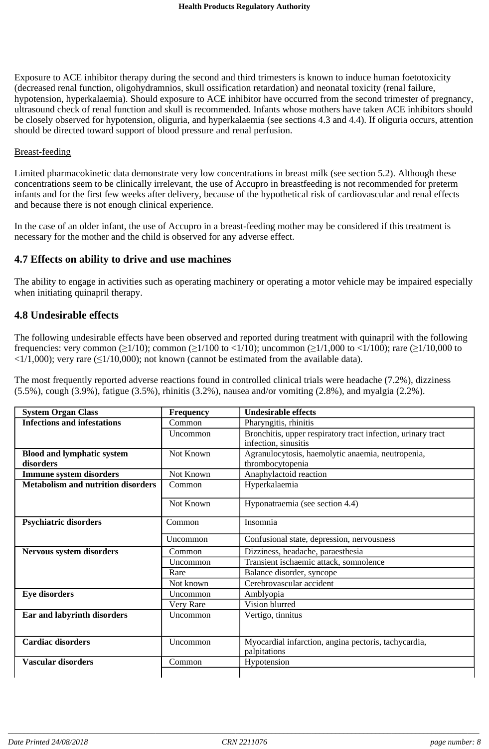Exposure to ACE inhibitor therapy during the second and third trimesters is known to induce human foetotoxicity (decreased renal function, oligohydramnios, skull ossification retardation) and neonatal toxicity (renal failure, hypotension, hyperkalaemia). Should exposure to ACE inhibitor have occurred from the second trimester of pregnancy, ultrasound check of renal function and skull is recommended. Infants whose mothers have taken ACE inhibitors should be closely observed for hypotension, oliguria, and hyperkalaemia (see sections 4.3 and 4.4). If oliguria occurs, attention should be directed toward support of blood pressure and renal perfusion.

Breast-feeding

Limited pharmacokinetic data demonstrate very low concentrations in breast milk (see section 5.2). Although these concentrations seem to be clinically irrelevant, the use of Accupro in breastfeeding is not recommended for preterm infants and for the first few weeks after delivery, because of the hypothetical risk of cardiovascular and renal effects and because there is not enough clinical experience.

In the case of an older infant, the use of Accupro in a breast-feeding mother may be considered if this treatment is necessary for the mother and the child is observed for any adverse effect.

## 4.7 Effects on ability to drive and use machines

The ability to engage in activities such as operating machinery or operating a motor vehicle may be impaired especially when initiating quinapril therapy.

## 4.8 Undesirable effects

The following undesirable effects have been observed and reported during treatment with quinapril with the following frequencies: very common (≥1/10); common (≥1/100 to <1/10); uncommon (≥1/1,000 to <1/100); rare (≥1/10,000 to <1/1,000); very rare (≤1/10,000); not known (cannot be estimated from the available data).

The most frequently reported adverse reactions found in controlled clinical trials were headache (7.2%), dizziness (5.5%), cough (3.9%), fatigue (3.5%), rhinitis (3.2%), nausea and/or vomiting (2.8%), and myalgia (2.2%).

| System Organ Class | Frequency | Undesirable effects |
|---|---|---|
| **Infections and infestations** | Common | Pharyngitis, rhinitis |
| | Uncommon | Bronchitis, upper respiratory tract infection, urinary tract infection, sinusitis |
| **Blood and lymphatic system disorders** | Not Known | Agranulocytosis, haemolytic anaemia, neutropenia, thrombocytopenia |
| **Immune system disorders** | Not Known | Anaphylactoid reaction |
| **Metabolism and nutrition disorders** | Common | Hyperkalaemia |
| | Not Known | Hyponatraemia (see section 4.4) |
| **Psychiatric disorders** | Common | Insomnia |
| | Uncommon | Confusional state, depression, nervousness |
| **Nervous system disorders** | Common | Dizziness, headache, paraesthesia |
| | Uncommon | Transient ischaemic attack, somnolence |
| | Rare | Balance disorder, syncope |
| | Not known | Cerebrovascular accident |
| **Eye disorders** | Uncommon | Amblyopia |
| | Very Rare | Vision blurred |
| **Ear and labyrinth disorders** | Uncommon | Vertigo, tinnitus |
| **Cardiac disorders** | Uncommon | Myocardial infarction, angina pectoris, tachycardia, palpitations |
| **Vascular disorders** | Common | Hypotension |
| | | |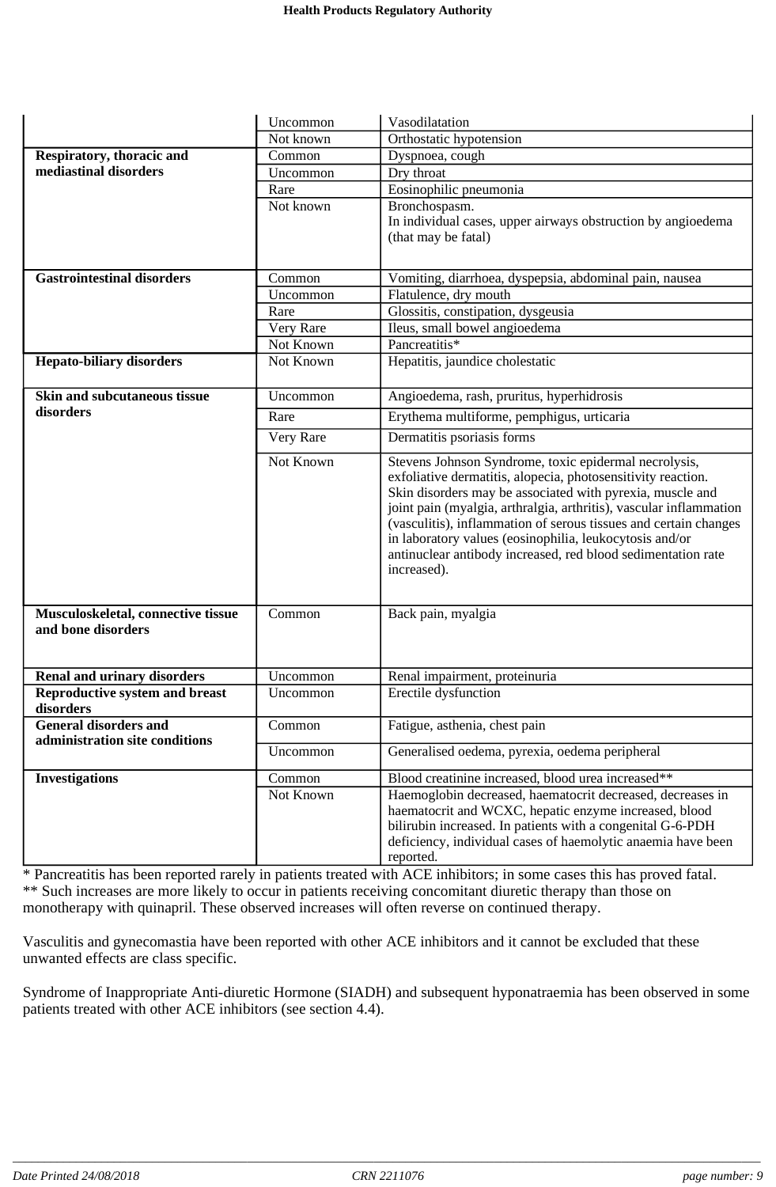| | | |
|---|---|---|
| | Uncommon | Vasodilatation |
| | Not known | Orthostatic hypotension |
| **Respiratory, thoracic and mediastinal disorders** | Common | Dyspnoea, cough |
| | Uncommon | Dry throat |
| | Rare | Eosinophilic pneumonia |
| | Not known | Bronchospasm.<br>In individual cases, upper airways obstruction by angioedema (that may be fatal) |
| **Gastrointestinal disorders** | Common | Vomiting, diarrhoea, dyspepsia, abdominal pain, nausea |
| | Uncommon | Flatulence, dry mouth |
| | Rare | Glossitis, constipation, dysgeusia |
| | Very Rare | Ileus, small bowel angioedema |
| | Not Known | Pancreatitis* |
| **Hepato-biliary disorders** | Not Known | Hepatitis, jaundice cholestatic |
| **Skin and subcutaneous tissue disorders** | Uncommon | Angioedema, rash, pruritus, hyperhidrosis |
| | Rare | Erythema multiforme, pemphigus, urticaria |
| | Very Rare | Dermatitis psoriasis forms |
| | Not Known | Stevens Johnson Syndrome, toxic epidermal necrolysis, exfoliative dermatitis, alopecia, photosensitivity reaction.<br>Skin disorders may be associated with pyrexia, muscle and joint pain (myalgia, arthralgia, arthritis), vascular inflammation (vasculitis), inflammation of serous tissues and certain changes in laboratory values (eosinophilia, leukocytosis and/or antinuclear antibody increased, red blood sedimentation rate increased). |
| **Musculoskeletal, connective tissue and bone disorders** | Common | Back pain, myalgia |
| **Renal and urinary disorders** | Uncommon | Renal impairment, proteinuria |
| **Reproductive system and breast disorders** | Uncommon | Erectile dysfunction |
| **General disorders and administration site conditions** | Common | Fatigue, asthenia, chest pain |
| | Uncommon | Generalised oedema, pyrexia, oedema peripheral |
| **Investigations** | Common | Blood creatinine increased, blood urea increased** |
| | Not Known | Haemoglobin decreased, haematocrit decreased, decreases in haematocrit and WCXC, hepatic enzyme increased, blood bilirubin increased. In patients with a congenital G-6-PDH deficiency, individual cases of haemolytic anaemia have been reported. |

* Pancreatitis has been reported rarely in patients treated with ACE inhibitors; in some cases this has proved fatal.
** Such increases are more likely to occur in patients receiving concomitant diuretic therapy than those on monotherapy with quinapril. These observed increases will often reverse on continued therapy.

Vasculitis and gynecomastia have been reported with other ACE inhibitors and it cannot be excluded that these unwanted effects are class specific.

Syndrome of Inappropriate Anti-diuretic Hormone (SIADH) and subsequent hyponatraemia has been observed in some patients treated with other ACE inhibitors (see section 4.4).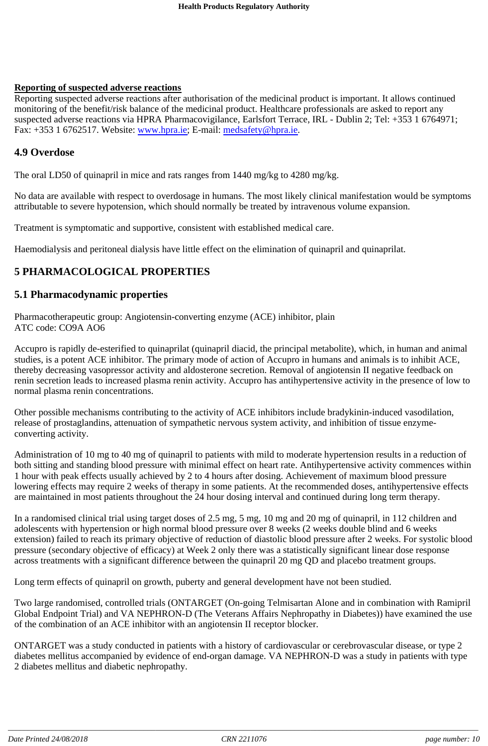**Reporting of suspected adverse reactions**
Reporting suspected adverse reactions after authorisation of the medicinal product is important. It allows continued monitoring of the benefit/risk balance of the medicinal product. Healthcare professionals are asked to report any suspected adverse reactions via HPRA Pharmacovigilance, Earlsfort Terrace, IRL - Dublin 2; Tel: +353 1 6764971; Fax: +353 1 6762517. Website: www.hpra.ie; E-mail: medsafety@hpra.ie.

## 4.9 Overdose

The oral LD50 of quinapril in mice and rats ranges from 1440 mg/kg to 4280 mg/kg.

No data are available with respect to overdosage in humans. The most likely clinical manifestation would be symptoms attributable to severe hypotension, which should normally be treated by intravenous volume expansion.

Treatment is symptomatic and supportive, consistent with established medical care.

Haemodialysis and peritoneal dialysis have little effect on the elimination of quinapril and quinaprilat.

# 5 PHARMACOLOGICAL PROPERTIES

## 5.1 Pharmacodynamic properties

Pharmacotherapeutic group: Angiotensin-converting enzyme (ACE) inhibitor, plain
ATC code: CO9A AO6

Accupro is rapidly de-esterified to quinaprilat (quinapril diacid, the principal metabolite), which, in human and animal studies, is a potent ACE inhibitor. The primary mode of action of Accupro in humans and animals is to inhibit ACE, thereby decreasing vasopressor activity and aldosterone secretion. Removal of angiotensin II negative feedback on renin secretion leads to increased plasma renin activity. Accupro has antihypertensive activity in the presence of low to normal plasma renin concentrations.

Other possible mechanisms contributing to the activity of ACE inhibitors include bradykinin-induced vasodilation, release of prostaglandins, attenuation of sympathetic nervous system activity, and inhibition of tissue enzyme-converting activity.

Administration of 10 mg to 40 mg of quinapril to patients with mild to moderate hypertension results in a reduction of both sitting and standing blood pressure with minimal effect on heart rate. Antihypertensive activity commences within 1 hour with peak effects usually achieved by 2 to 4 hours after dosing. Achievement of maximum blood pressure lowering effects may require 2 weeks of therapy in some patients. At the recommended doses, antihypertensive effects are maintained in most patients throughout the 24 hour dosing interval and continued during long term therapy.

In a randomised clinical trial using target doses of 2.5 mg, 5 mg, 10 mg and 20 mg of quinapril, in 112 children and adolescents with hypertension or high normal blood pressure over 8 weeks (2 weeks double blind and 6 weeks extension) failed to reach its primary objective of reduction of diastolic blood pressure after 2 weeks. For systolic blood pressure (secondary objective of efficacy) at Week 2 only there was a statistically significant linear dose response across treatments with a significant difference between the quinapril 20 mg QD and placebo treatment groups.

Long term effects of quinapril on growth, puberty and general development have not been studied.

Two large randomised, controlled trials (ONTARGET (On-going Telmisartan Alone and in combination with Ramipril Global Endpoint Trial) and VA NEPHRON-D (The Veterans Affairs Nephropathy in Diabetes)) have examined the use of the combination of an ACE inhibitor with an angiotensin II receptor blocker.

ONTARGET was a study conducted in patients with a history of cardiovascular or cerebrovascular disease, or type 2 diabetes mellitus accompanied by evidence of end-organ damage. VA NEPHRON-D was a study in patients with type 2 diabetes mellitus and diabetic nephropathy.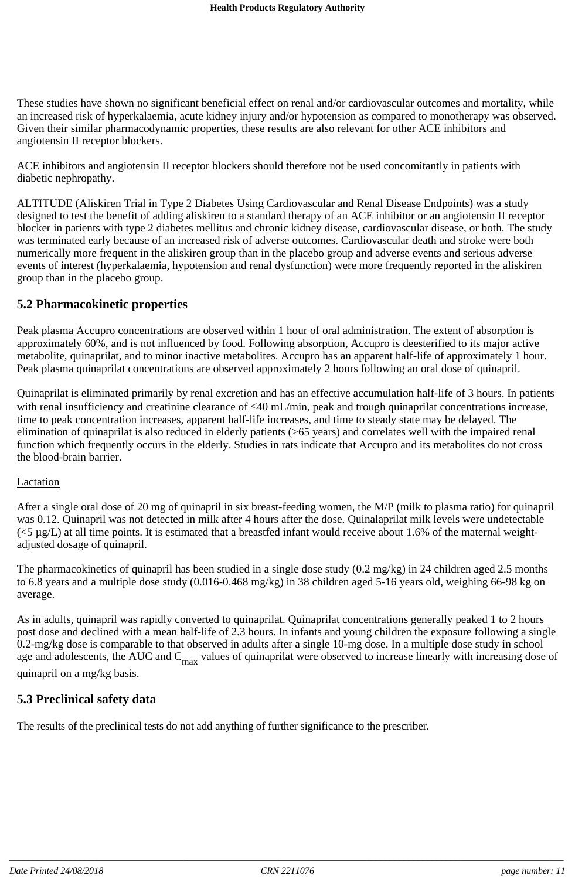These studies have shown no significant beneficial effect on renal and/or cardiovascular outcomes and mortality, while an increased risk of hyperkalaemia, acute kidney injury and/or hypotension as compared to monotherapy was observed. Given their similar pharmacodynamic properties, these results are also relevant for other ACE inhibitors and angiotensin II receptor blockers.

ACE inhibitors and angiotensin II receptor blockers should therefore not be used concomitantly in patients with diabetic nephropathy.

ALTITUDE (Aliskiren Trial in Type 2 Diabetes Using Cardiovascular and Renal Disease Endpoints) was a study designed to test the benefit of adding aliskiren to a standard therapy of an ACE inhibitor or an angiotensin II receptor blocker in patients with type 2 diabetes mellitus and chronic kidney disease, cardiovascular disease, or both. The study was terminated early because of an increased risk of adverse outcomes. Cardiovascular death and stroke were both numerically more frequent in the aliskiren group than in the placebo group and adverse events and serious adverse events of interest (hyperkalaemia, hypotension and renal dysfunction) were more frequently reported in the aliskiren group than in the placebo group.

## 5.2 Pharmacokinetic properties

Peak plasma Accupro concentrations are observed within 1 hour of oral administration. The extent of absorption is approximately 60%, and is not influenced by food. Following absorption, Accupro is deesterified to its major active metabolite, quinaprilat, and to minor inactive metabolites. Accupro has an apparent half-life of approximately 1 hour. Peak plasma quinaprilat concentrations are observed approximately 2 hours following an oral dose of quinapril.

Quinaprilat is eliminated primarily by renal excretion and has an effective accumulation half-life of 3 hours. In patients with renal insufficiency and creatinine clearance of ≤40 mL/min, peak and trough quinaprilat concentrations increase, time to peak concentration increases, apparent half-life increases, and time to steady state may be delayed. The elimination of quinaprilat is also reduced in elderly patients (>65 years) and correlates well with the impaired renal function which frequently occurs in the elderly. Studies in rats indicate that Accupro and its metabolites do not cross the blood-brain barrier.

Lactation

After a single oral dose of 20 mg of quinapril in six breast-feeding women, the M/P (milk to plasma ratio) for quinapril was 0.12. Quinapril was not detected in milk after 4 hours after the dose. Quinalaprilat milk levels were undetectable (<5 µg/L) at all time points. It is estimated that a breastfed infant would receive about 1.6% of the maternal weight-adjusted dosage of quinapril.

The pharmacokinetics of quinapril has been studied in a single dose study (0.2 mg/kg) in 24 children aged 2.5 months to 6.8 years and a multiple dose study (0.016-0.468 mg/kg) in 38 children aged 5-16 years old, weighing 66-98 kg on average.

As in adults, quinapril was rapidly converted to quinaprilat. Quinaprilat concentrations generally peaked 1 to 2 hours post dose and declined with a mean half-life of 2.3 hours. In infants and young children the exposure following a single 0.2-mg/kg dose is comparable to that observed in adults after a single 10-mg dose. In a multiple dose study in school age and adolescents, the AUC and $C_{max}$ values of quinaprilat were observed to increase linearly with increasing dose of quinapril on a mg/kg basis.

## 5.3 Preclinical safety data

The results of the preclinical tests do not add anything of further significance to the prescriber.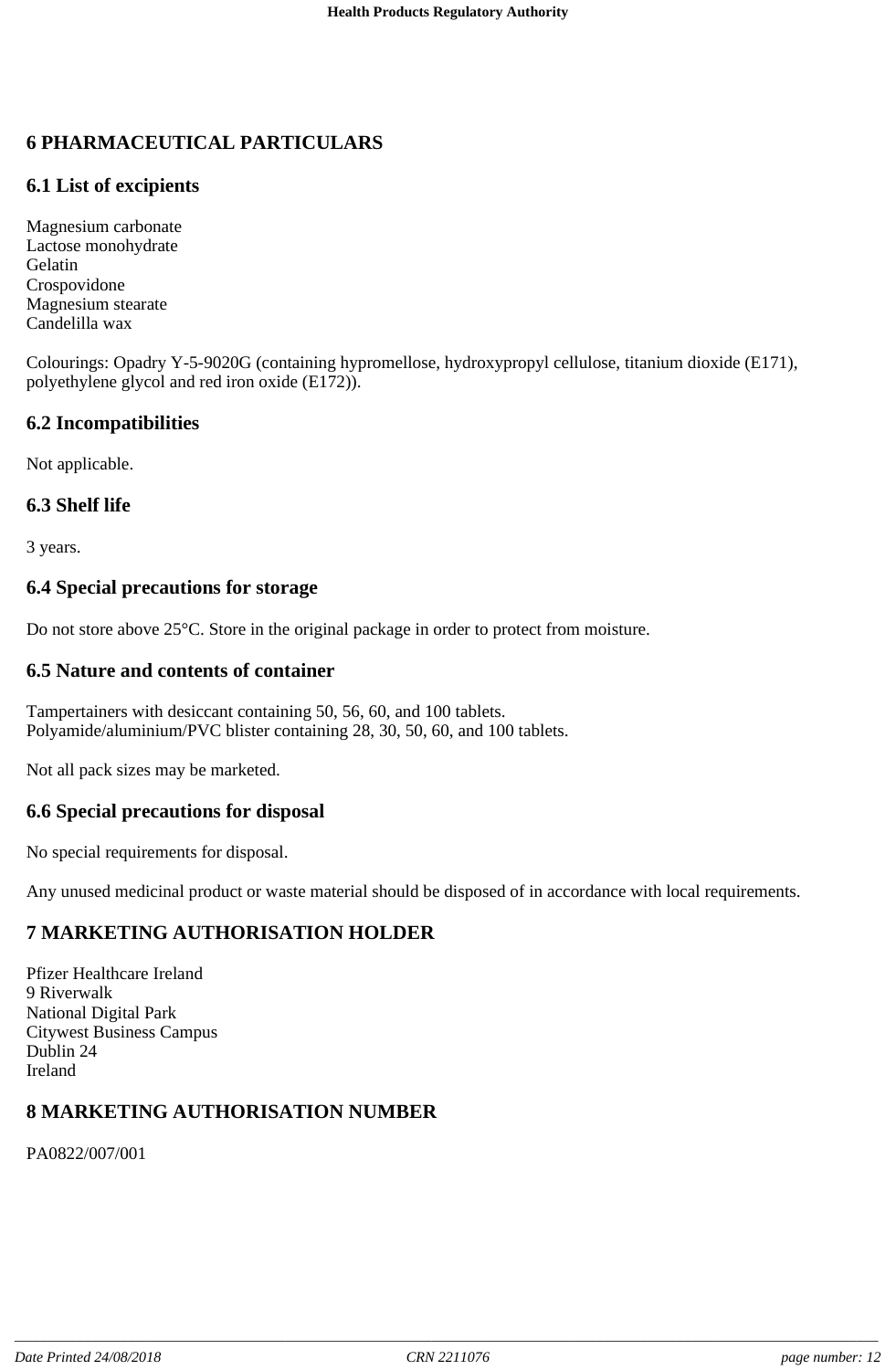# 6 PHARMACEUTICAL PARTICULARS

## 6.1 List of excipients

Magnesium carbonate
Lactose monohydrate
Gelatin
Crospovidone
Magnesium stearate
Candelilla wax

Colourings: Opadry Y-5-9020G (containing hypromellose, hydroxypropyl cellulose, titanium dioxide (E171), polyethylene glycol and red iron oxide (E172)).

## 6.2 Incompatibilities

Not applicable.

## 6.3 Shelf life

3 years.

## 6.4 Special precautions for storage

Do not store above 25°C. Store in the original package in order to protect from moisture.

## 6.5 Nature and contents of container

Tampertainers with desiccant containing 50, 56, 60, and 100 tablets.
Polyamide/aluminium/PVC blister containing 28, 30, 50, 60, and 100 tablets.

Not all pack sizes may be marketed.

## 6.6 Special precautions for disposal

No special requirements for disposal.

Any unused medicinal product or waste material should be disposed of in accordance with local requirements.

# 7 MARKETING AUTHORISATION HOLDER

Pfizer Healthcare Ireland
9 Riverwalk
National Digital Park
Citywest Business Campus
Dublin 24
Ireland

# 8 MARKETING AUTHORISATION NUMBER

PA0822/007/001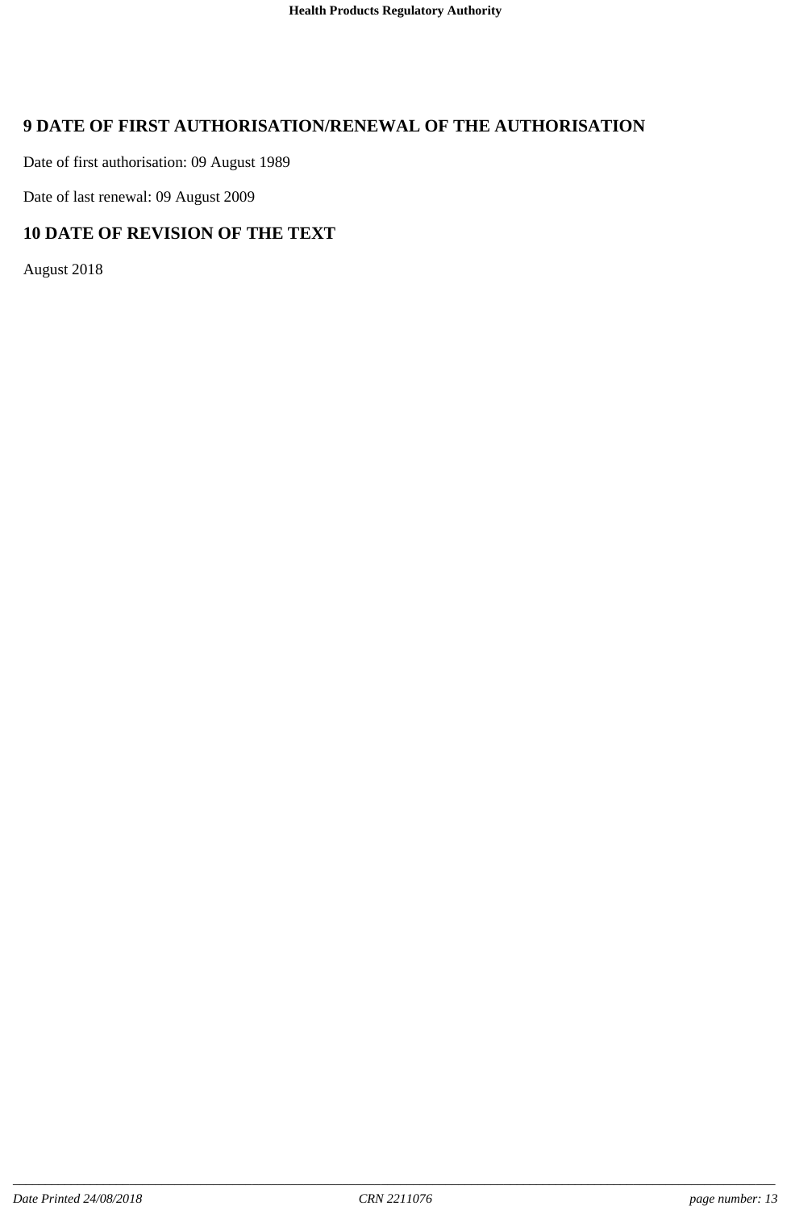## 9 DATE OF FIRST AUTHORISATION/RENEWAL OF THE AUTHORISATION

Date of first authorisation: 09 August 1989

Date of last renewal: 09 August 2009

## 10 DATE OF REVISION OF THE TEXT

August 2018